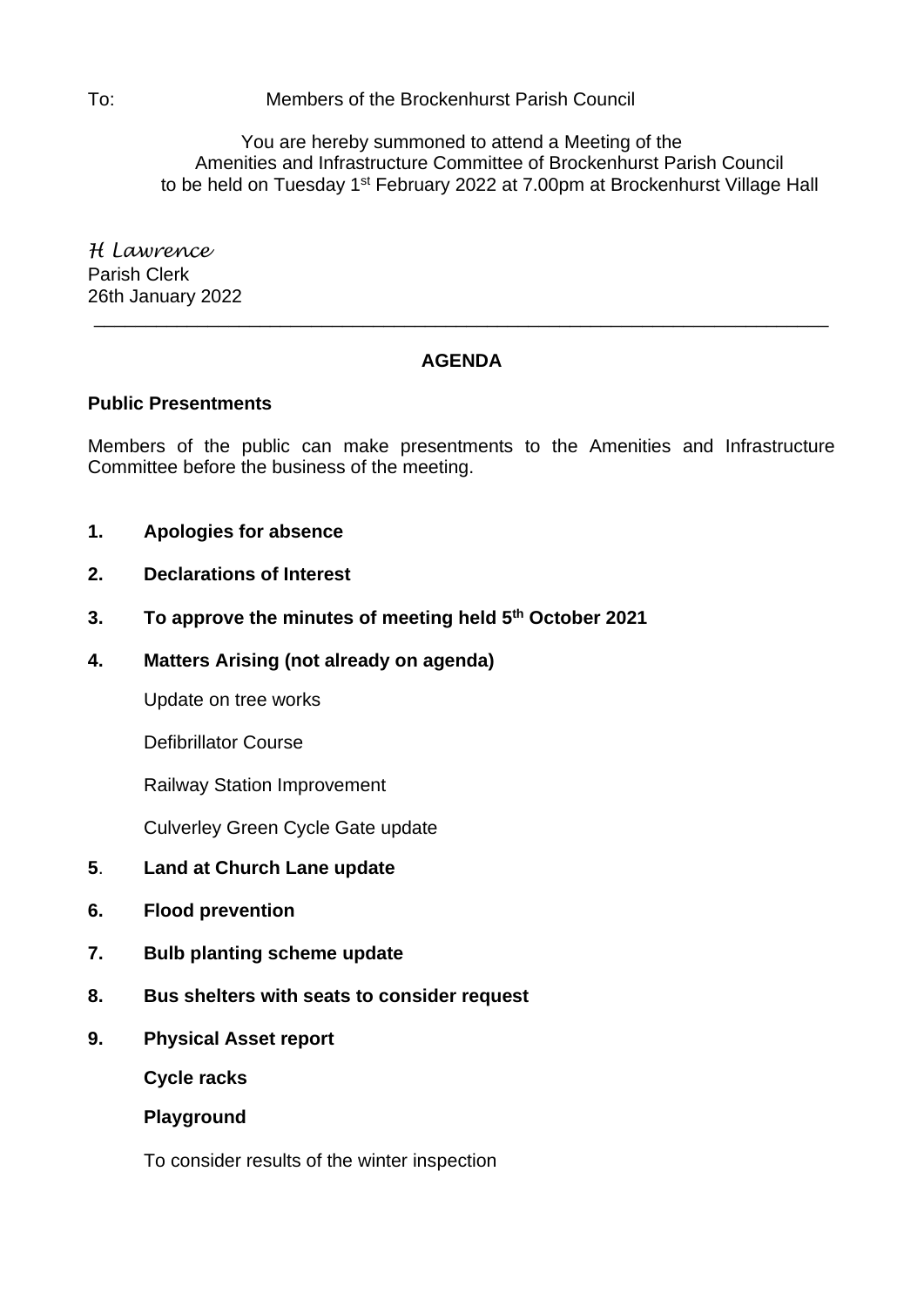To: Members of the Brockenhurst Parish Council

You are hereby summoned to attend a Meeting of the Amenities and Infrastructure Committee of Brockenhurst Parish Council to be held on Tuesday 1st February 2022 at 7.00pm at Brockenhurst Village Hall

*H Lawrence*
Parish Clerk
26th January 2022

---

## AGENDA

**Public Presentments**

Members of the public can make presentments to the Amenities and Infrastructure Committee before the business of the meeting.

**1. Apologies for absence**

**2. Declarations of Interest**

**3. To approve the minutes of meeting held 5th October 2021**

**4. Matters Arising (not already on agenda)**

Update on tree works

Defibrillator Course

Railway Station Improvement

Culverley Green Cycle Gate update

**5. Land at Church Lane update**

**6. Flood prevention**

**7. Bulb planting scheme update**

**8. Bus shelters with seats to consider request**

**9. Physical Asset report**

**Cycle racks**

**Playground**

To consider results of the winter inspection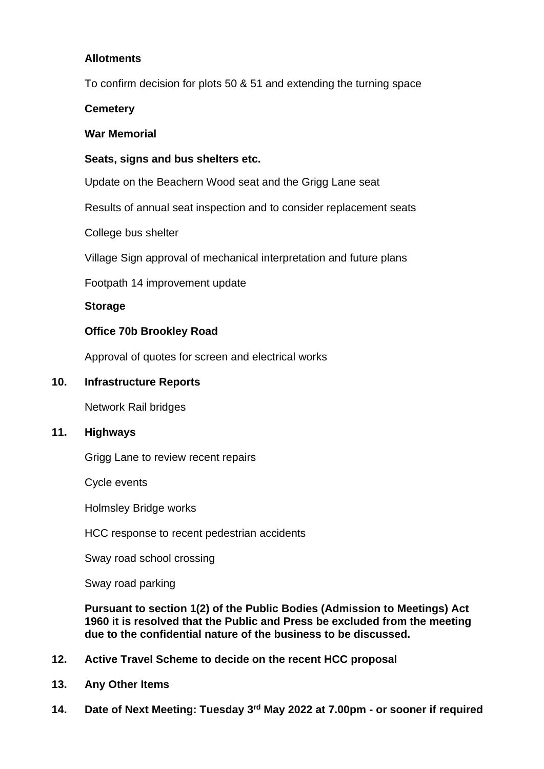**Allotments**

To confirm decision for plots 50 & 51 and extending the turning space

**Cemetery**

**War Memorial**

**Seats, signs and bus shelters etc.**

Update on the Beachern Wood seat and the Grigg Lane seat

Results of annual seat inspection and to consider replacement seats

College bus shelter

Village Sign approval of mechanical interpretation and future plans

Footpath 14 improvement update

**Storage**

**Office 70b Brookley Road**

Approval of quotes for screen and electrical works

**10. Infrastructure Reports**

Network Rail bridges

**11. Highways**

Grigg Lane to review recent repairs

Cycle events

Holmsley Bridge works

HCC response to recent pedestrian accidents

Sway road school crossing

Sway road parking

**Pursuant to section 1(2) of the Public Bodies (Admission to Meetings) Act 1960 it is resolved that the Public and Press be excluded from the meeting due to the confidential nature of the business to be discussed.**

**12. Active Travel Scheme to decide on the recent HCC proposal**

**13. Any Other Items**

**14. Date of Next Meeting: Tuesday 3rd May 2022 at 7.00pm - or sooner if required**